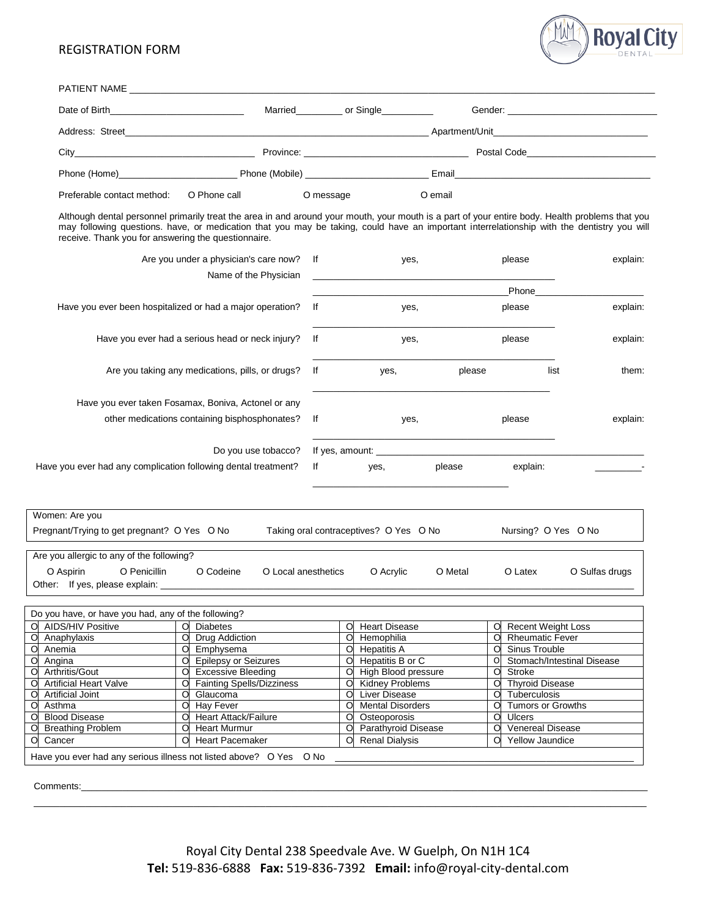# REGISTRATION FORM

Royal City DENTAL

PATIENT NAME \_\_\_\_\_\_\_\_\_\_\_\_\_\_\_\_\_\_\_\_\_\_\_\_\_\_\_\_\_\_\_\_\_\_\_\_\_\_\_\_\_\_\_\_\_\_\_\_\_\_\_\_\_\_\_\_

Date of Birth\_\_\_\_\_\_\_\_\_\_\_\_\_\_\_\_\_\_\_\_\_\_\_\_\_\_ Married\_\_\_\_\_\_\_\_\_ or Single\_\_\_\_\_\_\_\_\_\_ Gender: \_\_\_\_\_\_\_\_\_\_\_\_\_\_\_\_\_\_\_\_\_\_\_\_\_\_\_\_\_

Address: Street\_\_\_\_\_\_\_\_\_\_\_\_\_\_\_\_\_\_\_\_\_\_\_\_\_\_\_\_\_\_\_\_\_\_\_\_\_\_\_\_\_\_\_\_\_\_\_\_\_\_\_\_\_\_\_\_\_\_\_\_ Apartment/Unit\_\_\_\_\_\_\_\_\_\_\_\_\_\_\_\_\_\_\_\_\_\_\_\_\_\_\_\_\_\_

City\_\_\_\_\_\_\_\_\_\_\_\_\_\_\_\_\_\_\_\_\_\_\_\_\_\_\_\_\_\_\_\_\_\_\_\_\_ Province: \_\_\_\_\_\_\_\_\_\_\_\_\_\_\_\_\_\_\_\_\_\_\_\_\_\_\_\_\_\_\_\_\_ Postal Code\_\_\_\_\_\_\_\_\_\_\_\_\_\_\_\_\_\_\_\_\_\_\_\_\_\_

Phone (Home)\_\_\_\_\_\_\_\_\_\_\_\_\_\_\_\_\_\_\_\_\_\_\_\_ Phone (Mobile) \_\_\_\_\_\_\_\_\_\_\_\_\_\_\_\_\_\_\_\_\_\_\_\_ Email\_\_\_\_\_\_\_\_\_\_\_\_\_\_\_\_\_\_\_\_\_\_\_\_\_\_\_\_\_\_\_\_\_\_\_\_\_\_\_

Preferable contact method: O Phone call O message O email

Although dental personnel primarily treat the area in and around your mouth, your mouth is a part of your entire body. Health problems that you may following questions. have, or medication that you may be taking, could have an important interrelationship with the dentistry you will receive. Thank you for answering the questionnaire.

Are you under a physician's care now? If yes, please explain:

Name of the Physician \_\_\_\_\_\_\_\_\_\_\_\_\_\_\_\_\_\_\_\_\_\_\_\_\_\_\_\_\_\_\_\_\_\_\_\_\_\_\_\_\_\_\_\_\_

\_\_\_\_\_\_\_\_\_\_\_\_\_\_\_\_\_\_\_\_\_\_\_\_\_\_\_\_\_\_\_\_\_\_\_\_\_\_\_Phone\_\_\_\_\_\_\_\_\_\_\_\_\_\_\_\_\_\_\_\_\_\_

Have you ever been hospitalized or had a major operation? If yes, please explain:

\_\_\_\_\_\_\_\_\_\_\_\_\_\_\_\_\_\_\_\_\_\_\_\_\_\_\_\_\_\_\_\_\_\_\_\_\_\_\_\_\_\_\_\_\_

Have you ever had a serious head or neck injury? If yes, please explain:

\_\_\_\_\_\_\_\_\_\_\_\_\_\_\_\_\_\_\_\_\_\_\_\_\_\_\_\_\_\_\_\_\_\_\_\_\_\_\_\_\_\_\_\_\_

Are you taking any medications, pills, or drugs? If yes, please list them:

\_\_\_\_\_\_\_\_\_\_\_\_\_\_\_\_\_\_\_\_\_\_\_\_\_\_\_\_\_\_\_\_\_\_\_\_\_\_\_\_\_\_\_\_\_

Have you ever taken Fosamax, Boniva, Actonel or any other medications containing bisphosphonates? If yes, please explain:

\_\_\_\_\_\_\_\_\_\_\_\_\_\_\_\_\_\_\_\_\_\_\_\_\_\_\_\_\_\_\_\_\_\_\_\_\_\_\_\_\_\_\_\_\_

Do you use tobacco? If yes, amount: \_\_\_\_\_\_\_\_\_\_\_\_\_\_\_\_\_\_\_\_\_\_\_\_\_\_\_\_\_\_\_\_\_\_\_\_\_\_\_\_\_\_\_\_\_\_\_\_\_\_

Have you ever had any complication following dental treatment? If yes, please explain: \_\_\_\_\_\_\_\_\_-

\_\_\_\_\_\_\_\_\_\_\_\_\_\_\_\_\_\_\_\_\_\_\_\_\_\_\_\_\_\_\_\_\_\_\_\_\_\_\_\_\_\_\_\_\_

Women: Are you

Pregnant/Trying to get pregnant? O Yes O No    Taking oral contraceptives? O Yes O No    Nursing? O Yes O No

Are you allergic to any of the following?

O Aspirin    O Penicillin    O Codeine    O Local anesthetics    O Acrylic    O Metal    O Latex    O Sulfas drugs

Other: If yes, please explain: \_\_\_\_\_\_\_\_\_\_\_\_\_\_\_\_\_\_\_\_\_\_\_\_\_\_\_\_\_\_\_\_\_\_\_\_\_\_\_\_\_\_\_\_\_\_\_\_\_\_\_\_\_\_\_\_\_\_\_\_\_\_\_\_\_\_\_\_\_\_

Do you have, or have you had, any of the following?

| | | | | | | | |
|---|---|---|---|---|---|---|---|
| O | AIDS/HIV Positive | O | Diabetes | O | Heart Disease | O | Recent Weight Loss |
| O | Anaphylaxis | O | Drug Addiction | O | Hemophilia | O | Rheumatic Fever |
| O | Anemia | O | Emphysema | O | Hepatitis A | O | Sinus Trouble |
| O | Angina | O | Epilepsy or Seizures | O | Hepatitis B or C | O | Stomach/Intestinal Disease |
| O | Arthritis/Gout | O | Excessive Bleeding | O | High Blood pressure | O | Stroke |
| O | Artificial Heart Valve | O | Fainting Spells/Dizziness | O | Kidney Problems | O | Thyroid Disease |
| O | Artificial Joint | O | Glaucoma | O | Liver Disease | O | Tuberculosis |
| O | Asthma | O | Hay Fever | O | Mental Disorders | O | Tumors or Growths |
| O | Blood Disease | O | Heart Attack/Failure | O | Osteoporosis | O | Ulcers |
| O | Breathing Problem | O | Heart Murmur | O | Parathyroid Disease | O | Venereal Disease |
| O | Cancer | O | Heart Pacemaker | O | Renal Dialysis | O | Yellow Jaundice |

Have you ever had any serious illness not listed above? O Yes O No \_\_\_\_\_\_\_\_\_\_\_\_\_\_\_\_\_\_\_\_\_\_\_\_\_\_\_\_\_\_\_\_\_\_\_\_\_\_\_\_\_\_\_\_\_\_\_\_\_\_\_\_

Comments:\_\_\_\_\_\_\_\_\_\_\_\_\_\_\_\_\_\_\_\_\_\_\_\_\_\_\_\_\_\_\_\_\_\_\_\_\_\_\_\_\_\_\_\_\_\_\_\_\_\_\_\_\_\_\_\_\_\_\_\_\_\_\_\_\_\_\_\_\_\_\_\_\_\_\_\_\_\_\_\_\_\_\_\_\_\_\_\_\_\_\_\_\_\_\_\_\_\_\_\_\_\_\_\_\_\_\_\_\_\_

\_\_\_\_\_\_\_\_\_\_\_\_\_\_\_\_\_\_\_\_\_\_\_\_\_\_\_\_\_\_\_\_\_\_\_\_\_\_\_\_\_\_\_\_\_\_\_\_\_\_\_\_\_\_\_\_\_\_\_\_\_\_\_\_\_\_\_\_\_\_\_\_\_\_\_\_\_\_\_\_\_\_\_\_\_\_\_\_\_\_\_\_\_\_\_\_\_\_\_\_\_\_\_\_\_\_\_\_\_\_\_\_\_\_\_\_\_\_

Royal City Dental 238 Speedvale Ave. W Guelph, On N1H 1C4

**Tel:** 519-836-6888 **Fax:** 519-836-7392 **Email:** info@royal-city-dental.com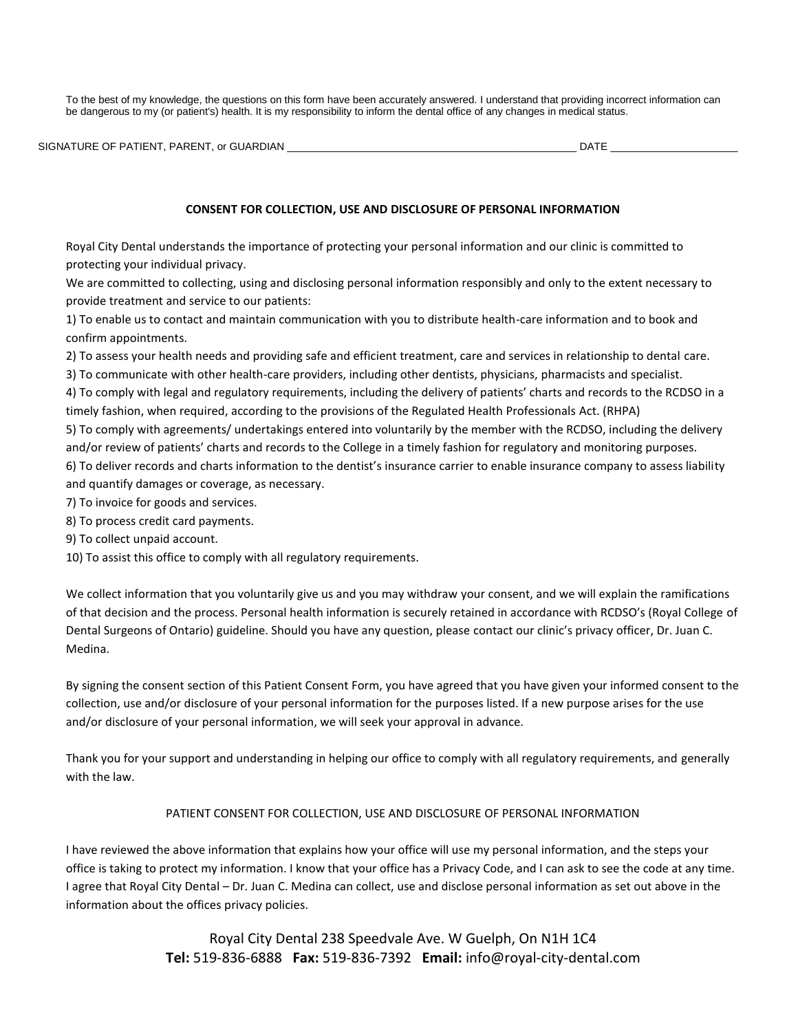To the best of my knowledge, the questions on this form have been accurately answered. I understand that providing incorrect information can be dangerous to my (or patient's) health. It is my responsibility to inform the dental office of any changes in medical status.

SIGNATURE OF PATIENT, PARENT, or GUARDIAN _______________________________________________ DATE ____________________

**CONSENT FOR COLLECTION, USE AND DISCLOSURE OF PERSONAL INFORMATION**

Royal City Dental understands the importance of protecting your personal information and our clinic is committed to protecting your individual privacy.

We are committed to collecting, using and disclosing personal information responsibly and only to the extent necessary to provide treatment and service to our patients:

1) To enable us to contact and maintain communication with you to distribute health-care information and to book and confirm appointments.

2) To assess your health needs and providing safe and efficient treatment, care and services in relationship to dental care.

3) To communicate with other health-care providers, including other dentists, physicians, pharmacists and specialist.

4) To comply with legal and regulatory requirements, including the delivery of patients' charts and records to the RCDSO in a timely fashion, when required, according to the provisions of the Regulated Health Professionals Act. (RHPA)

5) To comply with agreements/ undertakings entered into voluntarily by the member with the RCDSO, including the delivery and/or review of patients' charts and records to the College in a timely fashion for regulatory and monitoring purposes.

6) To deliver records and charts information to the dentist's insurance carrier to enable insurance company to assess liability and quantify damages or coverage, as necessary.

7) To invoice for goods and services.

8) To process credit card payments.

9) To collect unpaid account.

10) To assist this office to comply with all regulatory requirements.

We collect information that you voluntarily give us and you may withdraw your consent, and we will explain the ramifications of that decision and the process. Personal health information is securely retained in accordance with RCDSO's (Royal College of Dental Surgeons of Ontario) guideline. Should you have any question, please contact our clinic's privacy officer, Dr. Juan C. Medina.

By signing the consent section of this Patient Consent Form, you have agreed that you have given your informed consent to the collection, use and/or disclosure of your personal information for the purposes listed. If a new purpose arises for the use and/or disclosure of your personal information, we will seek your approval in advance.

Thank you for your support and understanding in helping our office to comply with all regulatory requirements, and generally with the law.

PATIENT CONSENT FOR COLLECTION, USE AND DISCLOSURE OF PERSONAL INFORMATION

I have reviewed the above information that explains how your office will use my personal information, and the steps your office is taking to protect my information. I know that your office has a Privacy Code, and I can ask to see the code at any time. I agree that Royal City Dental – Dr. Juan C. Medina can collect, use and disclose personal information as set out above in the information about the offices privacy policies.

Royal City Dental 238 Speedvale Ave. W Guelph, On N1H 1C4
**Tel:** 519-836-6888 **Fax:** 519-836-7392 **Email:** info@royal-city-dental.com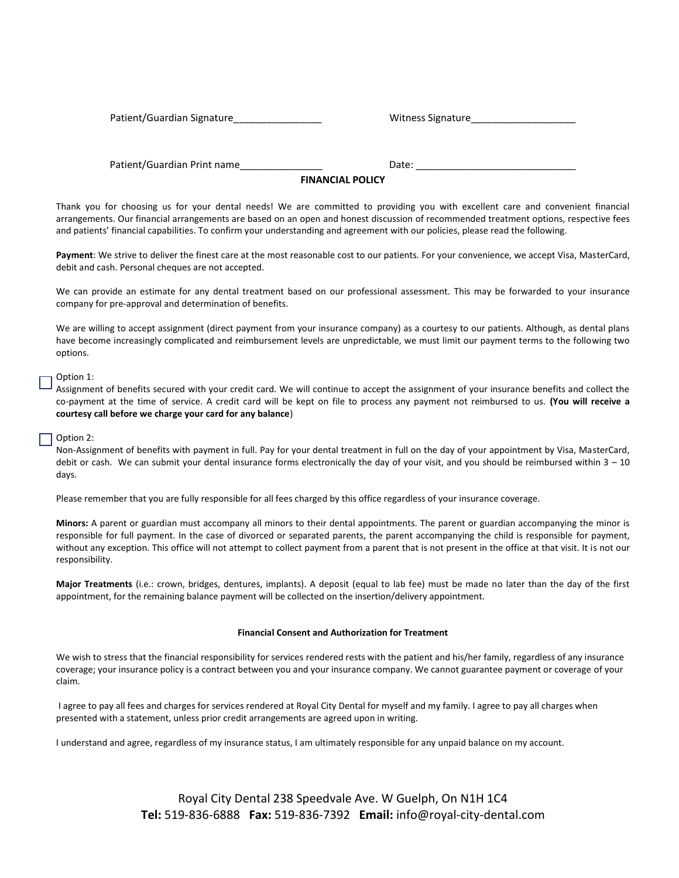Patient/Guardian Signature________________ Witness Signature___________________

Patient/Guardian Print name_______________ Date: _____________________________

## FINANCIAL POLICY

Thank you for choosing us for your dental needs! We are committed to providing you with excellent care and convenient financial arrangements. Our financial arrangements are based on an open and honest discussion of recommended treatment options, respective fees and patients' financial capabilities. To confirm your understanding and agreement with our policies, please read the following.

**Payment**: We strive to deliver the finest care at the most reasonable cost to our patients. For your convenience, we accept Visa, MasterCard, debit and cash. Personal cheques are not accepted.

We can provide an estimate for any dental treatment based on our professional assessment. This may be forwarded to your insurance company for pre-approval and determination of benefits.

We are willing to accept assignment (direct payment from your insurance company) as a courtesy to our patients. Although, as dental plans have become increasingly complicated and reimbursement levels are unpredictable, we must limit our payment terms to the following two options.

☐ Option 1:
Assignment of benefits secured with your credit card. We will continue to accept the assignment of your insurance benefits and collect the co-payment at the time of service. A credit card will be kept on file to process any payment not reimbursed to us. **(You will receive a courtesy call before we charge your card for any balance**)

☐ Option 2:
Non-Assignment of benefits with payment in full. Pay for your dental treatment in full on the day of your appointment by Visa, MasterCard, debit or cash. We can submit your dental insurance forms electronically the day of your visit, and you should be reimbursed within 3 – 10 days.

Please remember that you are fully responsible for all fees charged by this office regardless of your insurance coverage.

**Minors:** A parent or guardian must accompany all minors to their dental appointments. The parent or guardian accompanying the minor is responsible for full payment. In the case of divorced or separated parents, the parent accompanying the child is responsible for payment, without any exception. This office will not attempt to collect payment from a parent that is not present in the office at that visit. It is not our responsibility.

**Major Treatments** (i.e.: crown, bridges, dentures, implants). A deposit (equal to lab fee) must be made no later than the day of the first appointment, for the remaining balance payment will be collected on the insertion/delivery appointment.

### Financial Consent and Authorization for Treatment

We wish to stress that the financial responsibility for services rendered rests with the patient and his/her family, regardless of any insurance coverage; your insurance policy is a contract between you and your insurance company. We cannot guarantee payment or coverage of your claim.

I agree to pay all fees and charges for services rendered at Royal City Dental for myself and my family. I agree to pay all charges when presented with a statement, unless prior credit arrangements are agreed upon in writing.

I understand and agree, regardless of my insurance status, I am ultimately responsible for any unpaid balance on my account.

Royal City Dental 238 Speedvale Ave. W Guelph, On N1H 1C4
**Tel:** 519-836-6888 **Fax:** 519-836-7392 **Email:** info@royal-city-dental.com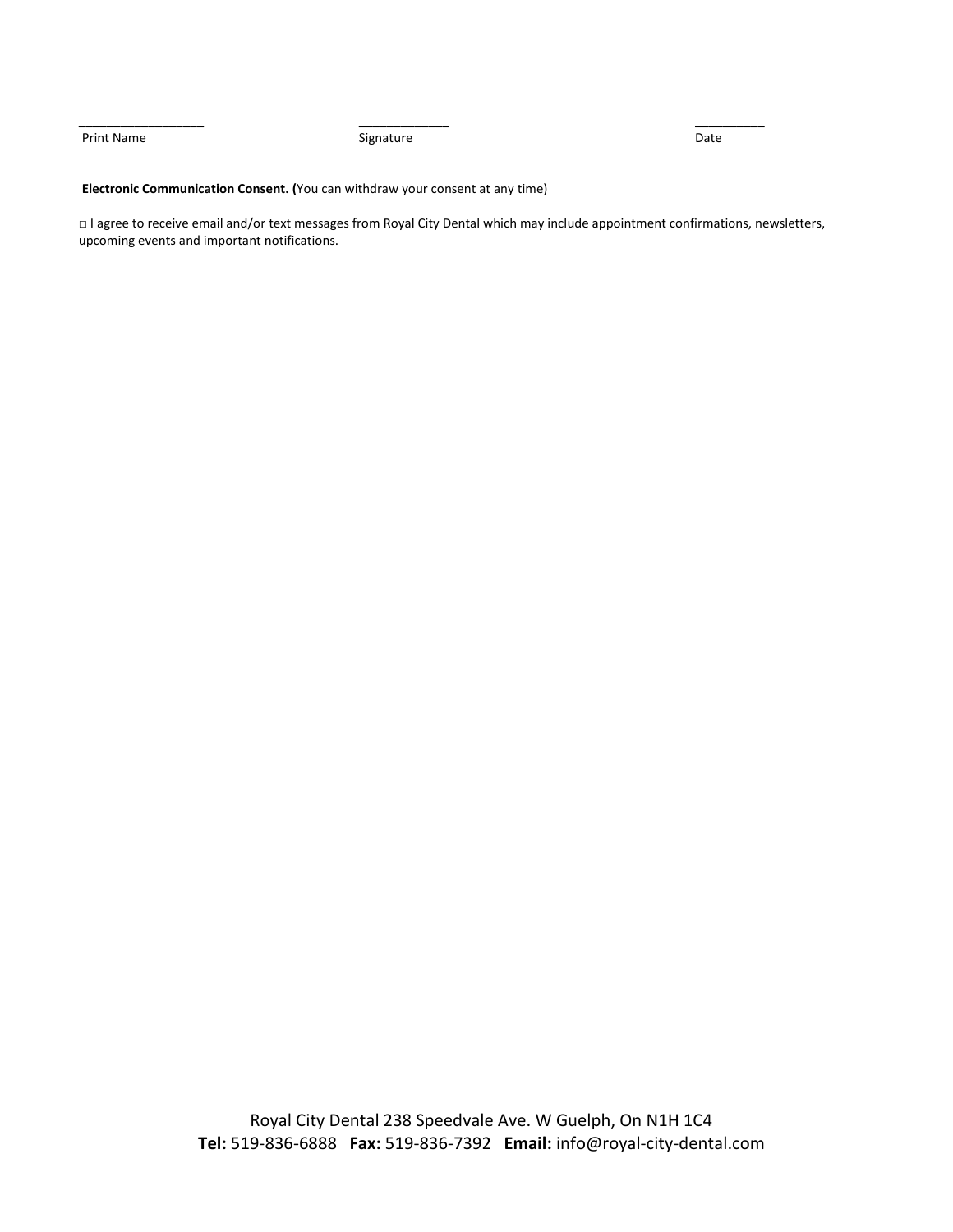| | | |
|---|---|---|
| ___________________ | ______________ | ___________ |
| Print Name | Signature | Date |

**Electronic Communication Consent. (**You can withdraw your consent at any time)

□ I agree to receive email and/or text messages from Royal City Dental which may include appointment confirmations, newsletters, upcoming events and important notifications.

Royal City Dental 238 Speedvale Ave. W Guelph, On N1H 1C4
**Tel:** 519-836-6888 **Fax:** 519-836-7392 **Email:** info@royal-city-dental.com